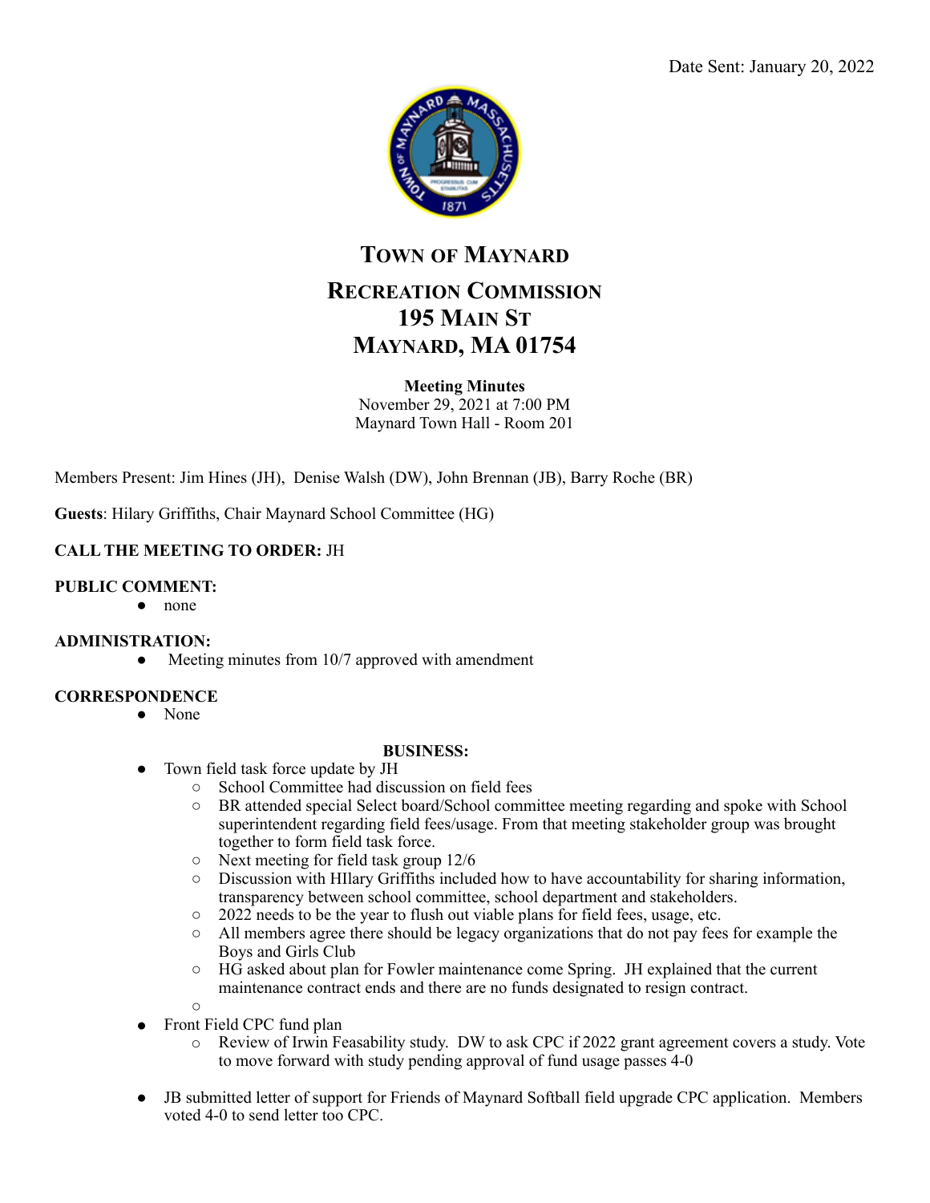Date Sent: January 20, 2022

# TOWN OF MAYNARD

## RECREATION COMMISSION
## 195 MAIN ST
## MAYNARD, MA 01754

**Meeting Minutes**
November 29, 2021 at 7:00 PM
Maynard Town Hall - Room 201

Members Present: Jim Hines (JH), Denise Walsh (DW), John Brennan (JB), Barry Roche (BR)

**Guests**: Hilary Griffiths, Chair Maynard School Committee (HG)

**CALL THE MEETING TO ORDER:** JH

**PUBLIC COMMENT:**
- none

**ADMINISTRATION:**
- Meeting minutes from 10/7 approved with amendment

**CORRESPONDENCE**
- None

**BUSINESS:**

- Town field task force update by JH
  - School Committee had discussion on field fees
  - BR attended special Select board/School committee meeting regarding and spoke with School superintendent regarding field fees/usage. From that meeting stakeholder group was brought together to form field task force.
  - Next meeting for field task group 12/6
  - Discussion with HIlary Griffiths included how to have accountability for sharing information, transparency between school committee, school department and stakeholders.
  - 2022 needs to be the year to flush out viable plans for field fees, usage, etc.
  - All members agree there should be legacy organizations that do not pay fees for example the Boys and Girls Club
  - HG asked about plan for Fowler maintenance come Spring. JH explained that the current maintenance contract ends and there are no funds designated to resign contract.
  - 
- Front Field CPC fund plan
  - Review of Irwin Feasability study. DW to ask CPC if 2022 grant agreement covers a study. Vote to move forward with study pending approval of fund usage passes 4-0
- JB submitted letter of support for Friends of Maynard Softball field upgrade CPC application. Members voted 4-0 to send letter too CPC.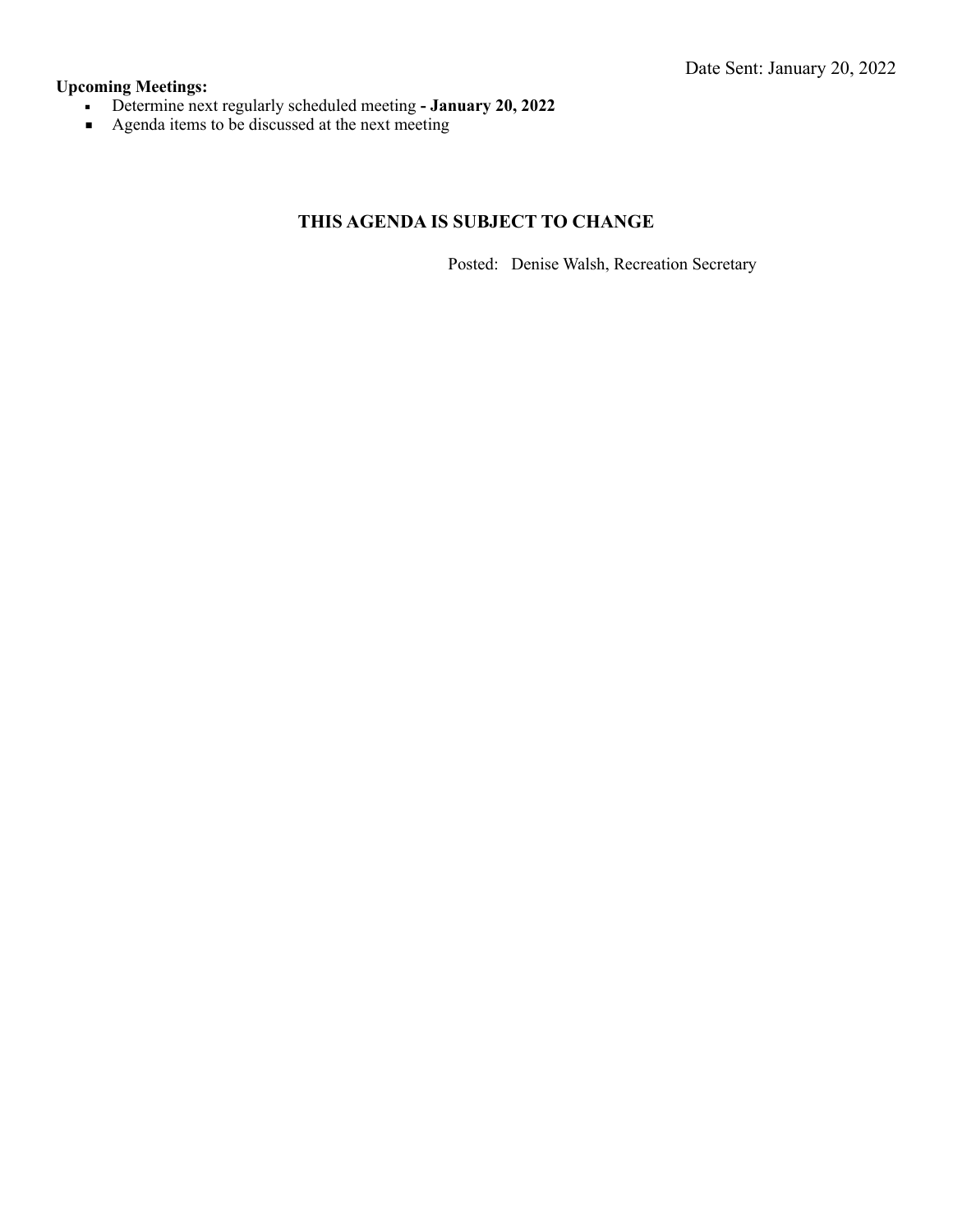Date Sent: January 20, 2022

**Upcoming Meetings:**

- Determine next regularly scheduled meeting **- January 20, 2022**
- Agenda items to be discussed at the next meeting

**THIS AGENDA IS SUBJECT TO CHANGE**

Posted: Denise Walsh, Recreation Secretary